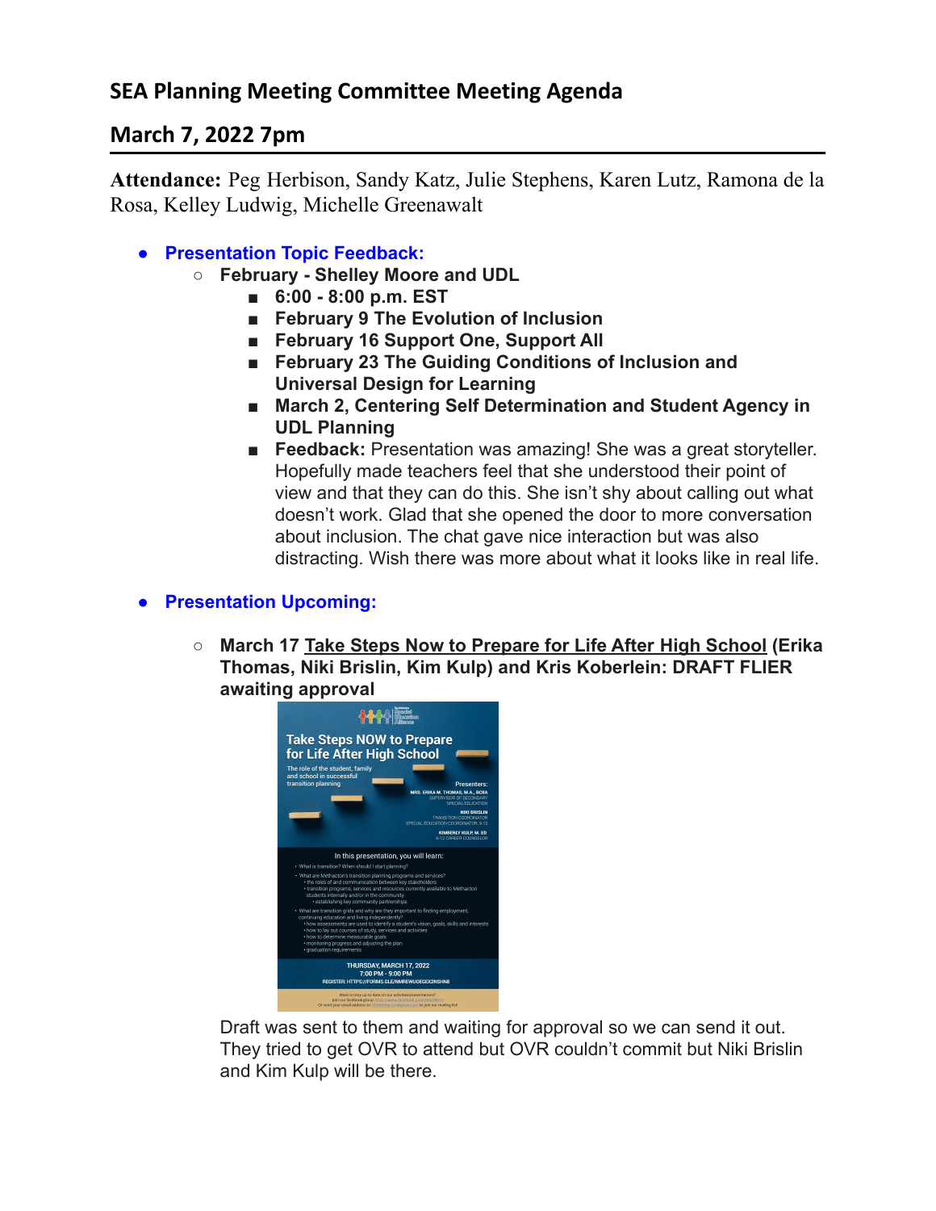## SEA Planning Meeting Committee Meeting Agenda

## March 7, 2022 7pm

**Attendance:** Peg Herbison, Sandy Katz, Julie Stephens, Karen Lutz, Ramona de la Rosa, Kelley Ludwig, Michelle Greenawalt

- **Presentation Topic Feedback:**
  - **February - Shelley Moore and UDL**
    - **6:00 - 8:00 p.m. EST**
    - **February 9 The Evolution of Inclusion**
    - **February 16 Support One, Support All**
    - **February 23 The Guiding Conditions of Inclusion and Universal Design for Learning**
    - **March 2, Centering Self Determination and Student Agency in UDL Planning**
    - **Feedback:** Presentation was amazing! She was a great storyteller. Hopefully made teachers feel that she understood their point of view and that they can do this. She isn't shy about calling out what doesn't work. Glad that she opened the door to more conversation about inclusion. The chat gave nice interaction but was also distracting. Wish there was more about what it looks like in real life.

- **Presentation Upcoming:**
  - **March 17 Take Steps Now to Prepare for Life After High School (Erika Thomas, Niki Brislin, Kim Kulp) and Kris Koberlein: DRAFT FLIER awaiting approval**

    Take Steps NOW to Prepare for Life After High School

    The role of the student, family and school in successful transition planning

    Presenters:
    MRS. ERIKA M. THOMAS, M.A., BCBA
    SUPERVISOR OF SECONDARY SPECIAL EDUCATION
    NIKI BRISLIN
    TRANSITION COORDINATOR
    SPECIAL EDUCATION COORDINATOR, 9-12
    KIMBERLY KULP, M. ED
    K-12 CAREER COUNSELOR

    In this presentation, you will learn:
    - What is transition? When should I start planning?
    - What are Methacton's transition planning programs and services?
      - the roles of and communication between key stakeholders
      - transition programs, services and resources currently available to Methacton students internally and/or in the community
      - establishing key community partnerships
    - What are transition goals and why are they important to finding employment, continuing education and living independently?
      - how assessments are used to identify a student's vision, goals, skills and interests
      - how to lay out courses of study, services and activities
      - how to determine measurable goals
      - monitoring progress and adjusting the plan
      - graduation requirements

    THURSDAY, MARCH 17, 2022
    7:00 PM - 9:00 PM
    REGISTER: HTTPS://FORMS.GLE/NMREWUDEGEX2NSHN8

    Draft was sent to them and waiting for approval so we can send it out. They tried to get OVR to attend but OVR couldn't commit but Niki Brislin and Kim Kulp will be there.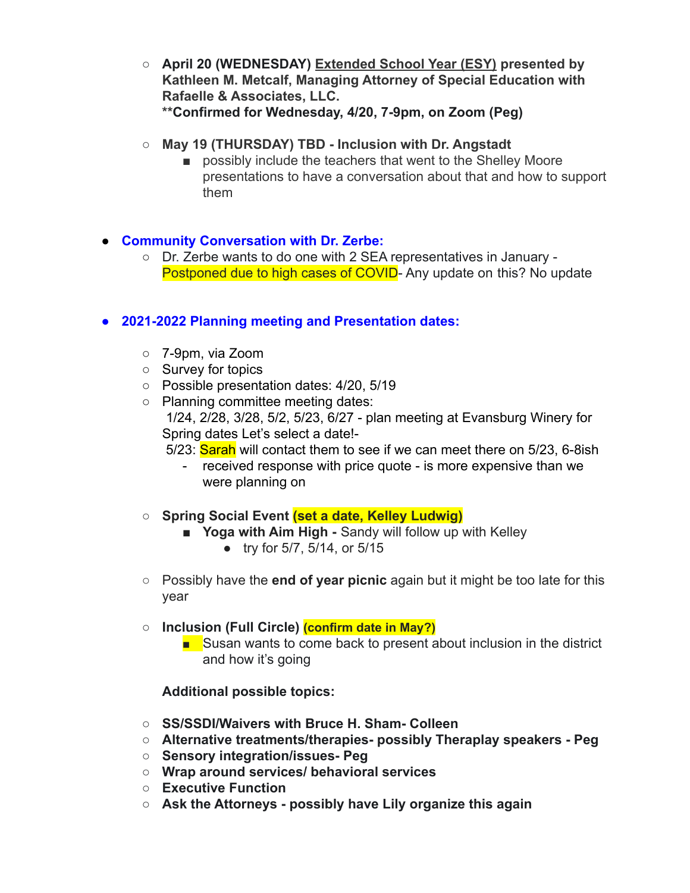- **April 20 (WEDNESDAY)** **Extended School Year (ESY)** **presented by Kathleen M. Metcalf, Managing Attorney of Special Education with Rafaelle & Associates, LLC.**
  ****Confirmed for Wednesday, 4/20, 7-9pm, on Zoom (Peg)**

- **May 19 (THURSDAY) TBD - Inclusion with Dr. Angstadt**
  - possibly include the teachers that went to the Shelley Moore presentations to have a conversation about that and how to support them

- **Community Conversation with Dr. Zerbe:**
  - Dr. Zerbe wants to do one with 2 SEA representatives in January - Postponed due to high cases of COVID- Any update on this? No update

- **2021-2022 Planning meeting and Presentation dates:**
  - 7-9pm, via Zoom
  - Survey for topics
  - Possible presentation dates: 4/20, 5/19
  - Planning committee meeting dates:
    1/24, 2/28, 3/28, 5/2, 5/23, 6/27 - plan meeting at Evansburg Winery for Spring dates Let's select a date!-
    5/23: Sarah will contact them to see if we can meet there on 5/23, 6-8ish
    - received response with price quote - is more expensive than we were planning on
  - **Spring Social Event** **(set a date, Kelley Ludwig)**
    - **Yoga with Aim High -** Sandy will follow up with Kelley
      - try for 5/7, 5/14, or 5/15
  - Possibly have the **end of year picnic** again but it might be too late for this year
  - **Inclusion (Full Circle)** **(confirm date in May?)**
    - Susan wants to come back to present about inclusion in the district and how it's going

  **Additional possible topics:**

  - **SS/SSDI/Waivers with Bruce H. Sham- Colleen**
  - **Alternative treatments/therapies- possibly Theraplay speakers - Peg**
  - **Sensory integration/issues- Peg**
  - **Wrap around services/ behavioral services**
  - **Executive Function**
  - **Ask the Attorneys - possibly have Lily organize this again**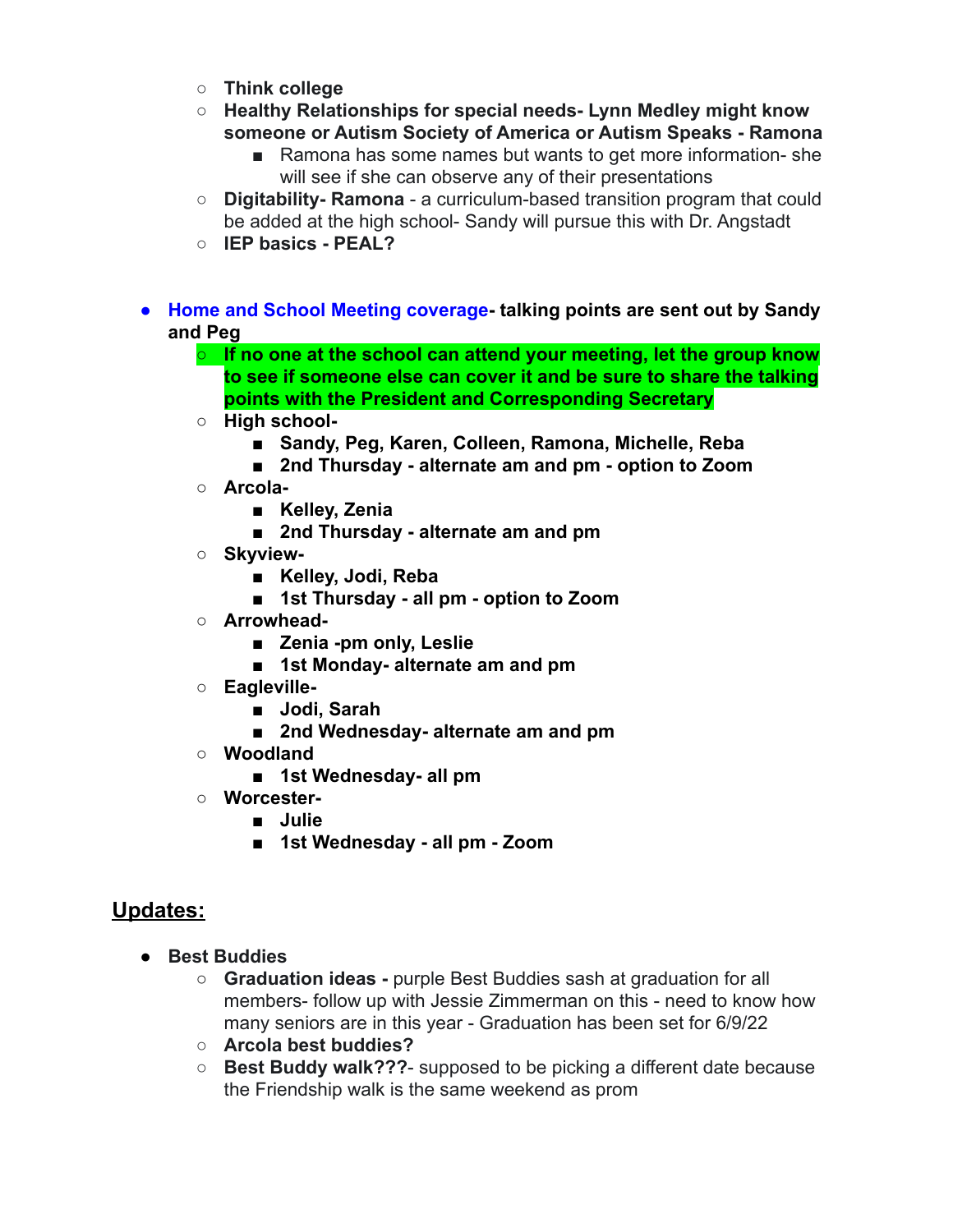- **Think college**
- **Healthy Relationships for special needs- Lynn Medley might know someone or Autism Society of America or Autism Speaks - Ramona**
  - Ramona has some names but wants to get more information- she will see if she can observe any of their presentations
- **Digitability- Ramona** - a curriculum-based transition program that could be added at the high school- Sandy will pursue this with Dr. Angstadt
- **IEP basics - PEAL?**

- Home and School Meeting coverage**- talking points are sent out by Sandy and Peg**
  - **If no one at the school can attend your meeting, let the group know to see if someone else can cover it and be sure to share the talking points with the President and Corresponding Secretary**
  - **High school-**
    - **Sandy, Peg, Karen, Colleen, Ramona, Michelle, Reba**
    - **2nd Thursday - alternate am and pm - option to Zoom**
  - **Arcola-**
    - **Kelley, Zenia**
    - **2nd Thursday - alternate am and pm**
  - **Skyview-**
    - **Kelley, Jodi, Reba**
    - **1st Thursday - all pm - option to Zoom**
  - **Arrowhead-**
    - **Zenia -pm only, Leslie**
    - **1st Monday- alternate am and pm**
  - **Eagleville-**
    - **Jodi, Sarah**
    - **2nd Wednesday- alternate am and pm**
  - **Woodland**
    - **1st Wednesday- all pm**
  - **Worcester-**
    - **Julie**
    - **1st Wednesday - all pm - Zoom**

## Updates:

- **Best Buddies**
  - **Graduation ideas -** purple Best Buddies sash at graduation for all members- follow up with Jessie Zimmerman on this - need to know how many seniors are in this year - Graduation has been set for 6/9/22
  - **Arcola best buddies?**
  - **Best Buddy walk???**- supposed to be picking a different date because the Friendship walk is the same weekend as prom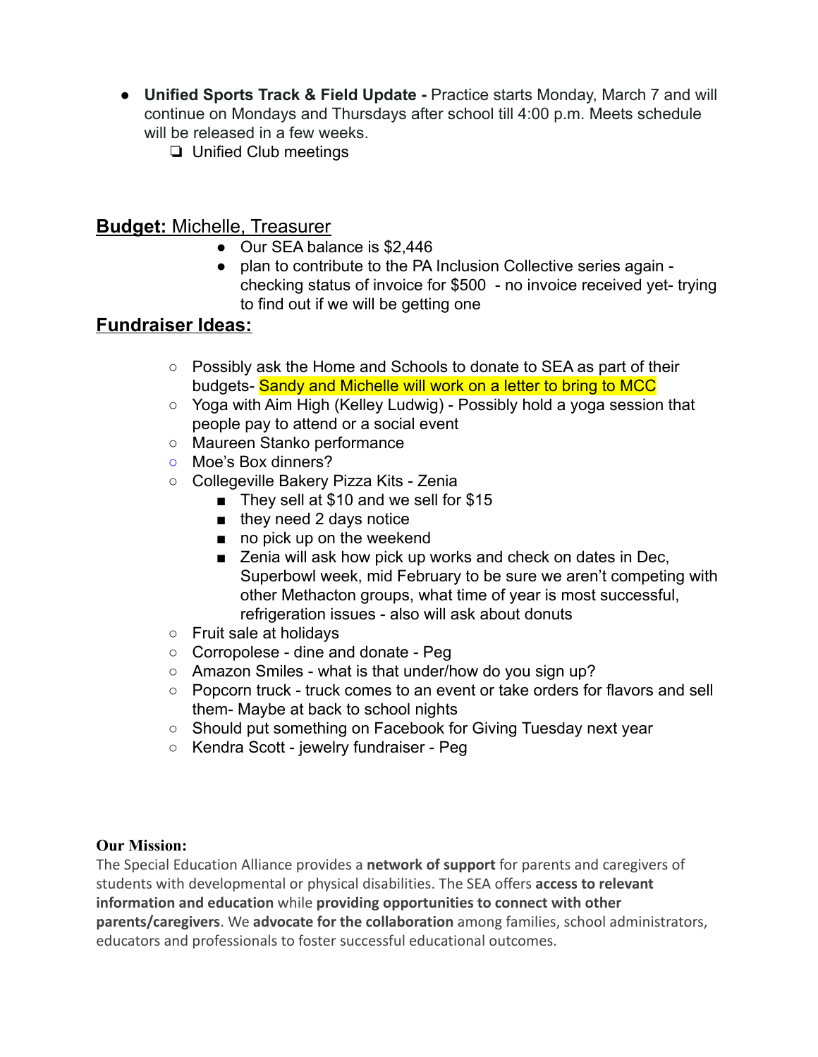- **Unified Sports Track & Field Update -** Practice starts Monday, March 7 and will continue on Mondays and Thursdays after school till 4:00 p.m. Meets schedule will be released in a few weeks.
  - [ ] Unified Club meetings

## **Budget:** Michelle, Treasurer

- Our SEA balance is $2,446
- plan to contribute to the PA Inclusion Collective series again - checking status of invoice for $500 - no invoice received yet- trying to find out if we will be getting one

## **Fundraiser Ideas:**

- Possibly ask the Home and Schools to donate to SEA as part of their budgets- Sandy and Michelle will work on a letter to bring to MCC
- Yoga with Aim High (Kelley Ludwig) - Possibly hold a yoga session that people pay to attend or a social event
- Maureen Stanko performance
- Moe's Box dinners?
- Collegeville Bakery Pizza Kits - Zenia
  - They sell at $10 and we sell for $15
  - they need 2 days notice
  - no pick up on the weekend
  - Zenia will ask how pick up works and check on dates in Dec, Superbowl week, mid February to be sure we aren't competing with other Methacton groups, what time of year is most successful, refrigeration issues - also will ask about donuts
- Fruit sale at holidays
- Corropolese - dine and donate - Peg
- Amazon Smiles - what is that under/how do you sign up?
- Popcorn truck - truck comes to an event or take orders for flavors and sell them- Maybe at back to school nights
- Should put something on Facebook for Giving Tuesday next year
- Kendra Scott - jewelry fundraiser - Peg

**Our Mission:**

The Special Education Alliance provides a **network of support** for parents and caregivers of students with developmental or physical disabilities. The SEA offers **access to relevant information and education** while **providing opportunities to connect with other parents/caregivers**. We **advocate for the collaboration** among families, school administrators, educators and professionals to foster successful educational outcomes.